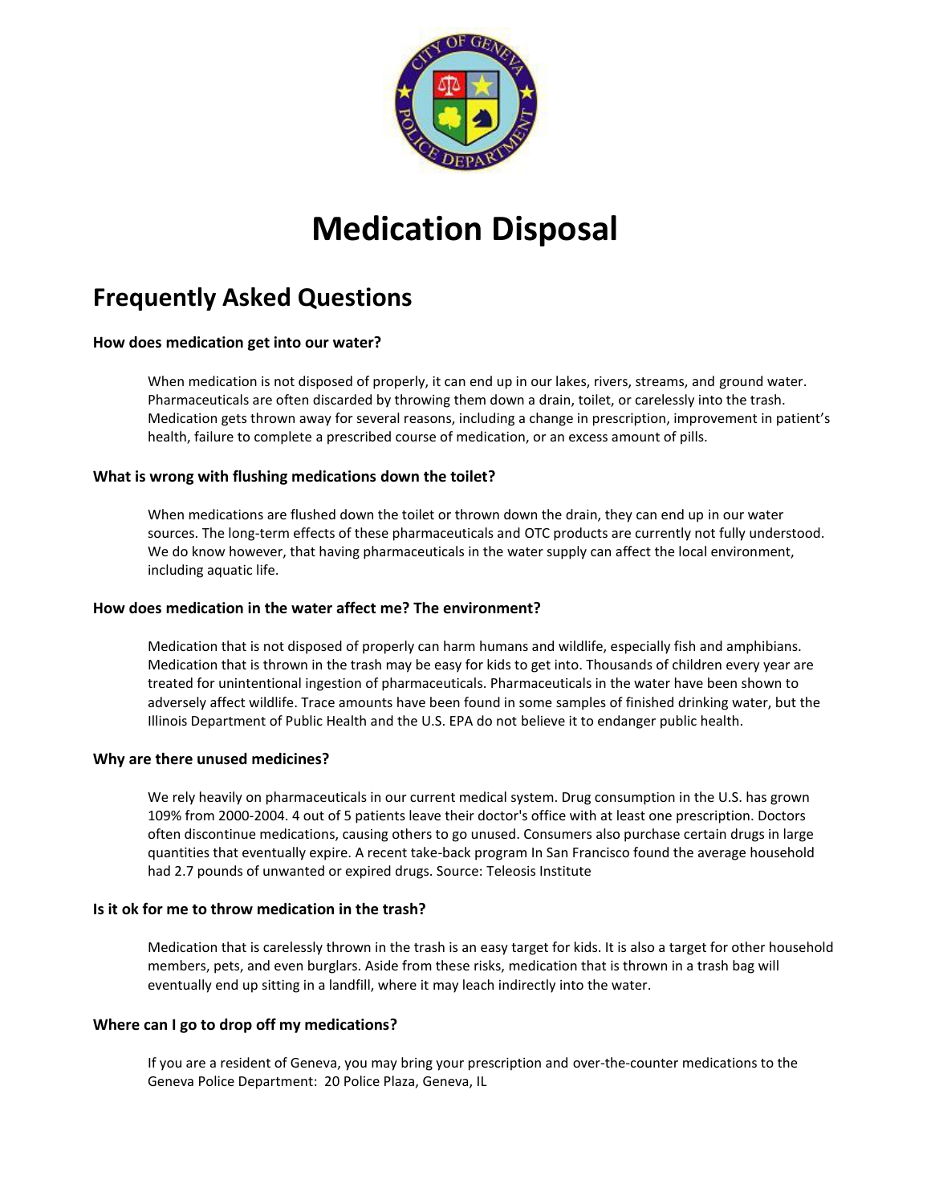# Medication Disposal

## Frequently Asked Questions

**How does medication get into our water?**

When medication is not disposed of properly, it can end up in our lakes, rivers, streams, and ground water. Pharmaceuticals are often discarded by throwing them down a drain, toilet, or carelessly into the trash. Medication gets thrown away for several reasons, including a change in prescription, improvement in patient's health, failure to complete a prescribed course of medication, or an excess amount of pills.

**What is wrong with flushing medications down the toilet?**

When medications are flushed down the toilet or thrown down the drain, they can end up in our water sources. The long-term effects of these pharmaceuticals and OTC products are currently not fully understood. We do know however, that having pharmaceuticals in the water supply can affect the local environment, including aquatic life.

**How does medication in the water affect me? The environment?**

Medication that is not disposed of properly can harm humans and wildlife, especially fish and amphibians. Medication that is thrown in the trash may be easy for kids to get into. Thousands of children every year are treated for unintentional ingestion of pharmaceuticals. Pharmaceuticals in the water have been shown to adversely affect wildlife. Trace amounts have been found in some samples of finished drinking water, but the Illinois Department of Public Health and the U.S. EPA do not believe it to endanger public health.

**Why are there unused medicines?**

We rely heavily on pharmaceuticals in our current medical system. Drug consumption in the U.S. has grown 109% from 2000-2004. 4 out of 5 patients leave their doctor's office with at least one prescription. Doctors often discontinue medications, causing others to go unused. Consumers also purchase certain drugs in large quantities that eventually expire. A recent take-back program In San Francisco found the average household had 2.7 pounds of unwanted or expired drugs. Source: Teleosis Institute

**Is it ok for me to throw medication in the trash?**

Medication that is carelessly thrown in the trash is an easy target for kids. It is also a target for other household members, pets, and even burglars. Aside from these risks, medication that is thrown in a trash bag will eventually end up sitting in a landfill, where it may leach indirectly into the water.

**Where can I go to drop off my medications?**

If you are a resident of Geneva, you may bring your prescription and over-the-counter medications to the Geneva Police Department: 20 Police Plaza, Geneva, IL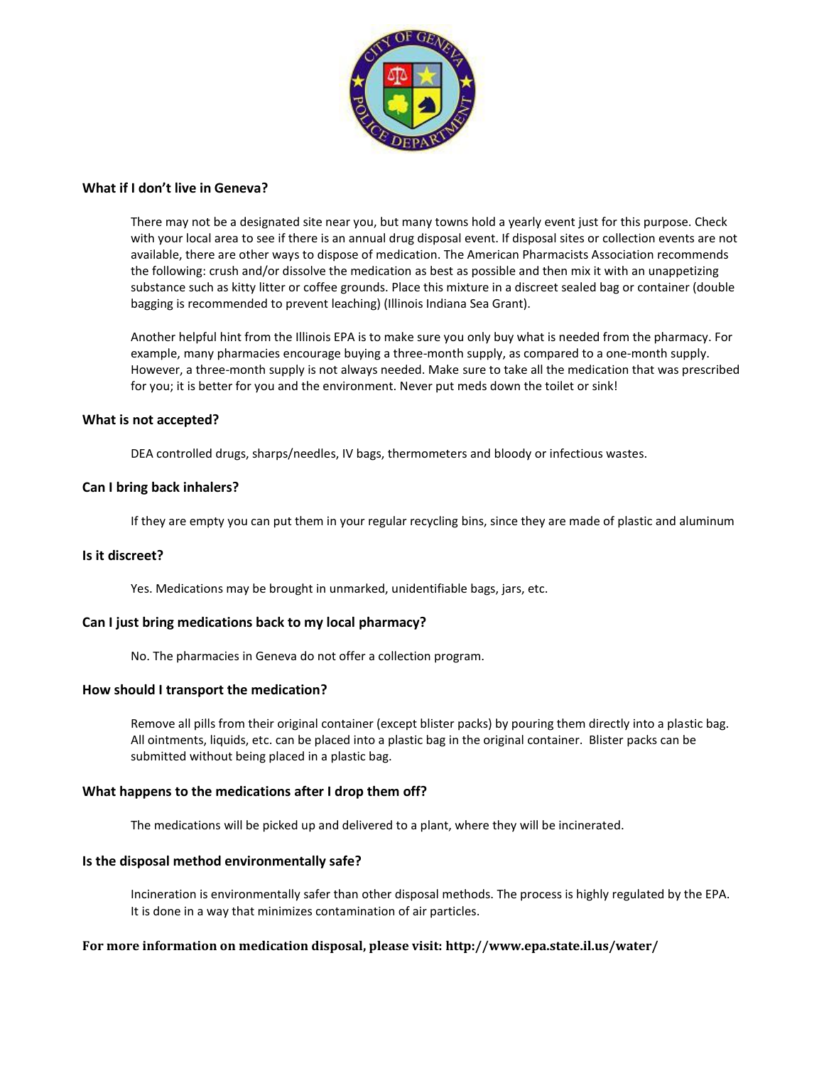### What if I don't live in Geneva?

There may not be a designated site near you, but many towns hold a yearly event just for this purpose. Check with your local area to see if there is an annual drug disposal event. If disposal sites or collection events are not available, there are other ways to dispose of medication. The American Pharmacists Association recommends the following: crush and/or dissolve the medication as best as possible and then mix it with an unappetizing substance such as kitty litter or coffee grounds. Place this mixture in a discreet sealed bag or container (double bagging is recommended to prevent leaching) (Illinois Indiana Sea Grant).

Another helpful hint from the Illinois EPA is to make sure you only buy what is needed from the pharmacy. For example, many pharmacies encourage buying a three-month supply, as compared to a one-month supply. However, a three-month supply is not always needed. Make sure to take all the medication that was prescribed for you; it is better for you and the environment. Never put meds down the toilet or sink!

### What is not accepted?

DEA controlled drugs, sharps/needles, IV bags, thermometers and bloody or infectious wastes.

### Can I bring back inhalers?

If they are empty you can put them in your regular recycling bins, since they are made of plastic and aluminum

### Is it discreet?

Yes. Medications may be brought in unmarked, unidentifiable bags, jars, etc.

### Can I just bring medications back to my local pharmacy?

No. The pharmacies in Geneva do not offer a collection program.

### How should I transport the medication?

Remove all pills from their original container (except blister packs) by pouring them directly into a plastic bag. All ointments, liquids, etc. can be placed into a plastic bag in the original container. Blister packs can be submitted without being placed in a plastic bag.

### What happens to the medications after I drop them off?

The medications will be picked up and delivered to a plant, where they will be incinerated.

### Is the disposal method environmentally safe?

Incineration is environmentally safer than other disposal methods. The process is highly regulated by the EPA. It is done in a way that minimizes contamination of air particles.

**For more information on medication disposal, please visit: http://www.epa.state.il.us/water/**